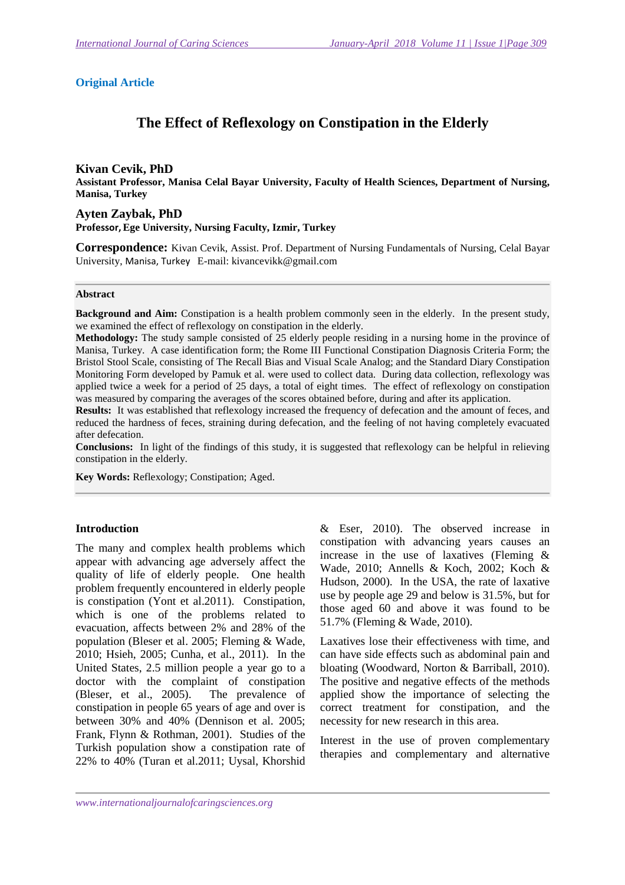**Original Article**

# The Effect of Reflexology on Constipation in the Elderly

**Kivan Cevik, PhD**
**Assistant Professor, Manisa Celal Bayar University, Faculty of Health Sciences, Department of Nursing, Manisa, Turkey**

**Ayten Zaybak, PhD**
**Professor, Ege University, Nursing Faculty, Izmir, Turkey**

**Correspondence:** Kivan Cevik, Assist. Prof. Department of Nursing Fundamentals of Nursing, Celal Bayar University, Manisa, Turkey E-mail: kivancevikk@gmail.com

**Abstract**

**Background and Aim:** Constipation is a health problem commonly seen in the elderly. In the present study, we examined the effect of reflexology on constipation in the elderly.

**Methodology:** The study sample consisted of 25 elderly people residing in a nursing home in the province of Manisa, Turkey. A case identification form; the Rome III Functional Constipation Diagnosis Criteria Form; the Bristol Stool Scale, consisting of The Recall Bias and Visual Scale Analog; and the Standard Diary Constipation Monitoring Form developed by Pamuk et al. were used to collect data. During data collection, reflexology was applied twice a week for a period of 25 days, a total of eight times. The effect of reflexology on constipation was measured by comparing the averages of the scores obtained before, during and after its application.

**Results:** It was established that reflexology increased the frequency of defecation and the amount of feces, and reduced the hardness of feces, straining during defecation, and the feeling of not having completely evacuated after defecation.

**Conclusions:** In light of the findings of this study, it is suggested that reflexology can be helpful in relieving constipation in the elderly.

**Key Words:** Reflexology; Constipation; Aged.

## Introduction

The many and complex health problems which appear with advancing age adversely affect the quality of life of elderly people. One health problem frequently encountered in elderly people is constipation (Yont et al.2011). Constipation, which is one of the problems related to evacuation, affects between 2% and 28% of the population (Bleser et al. 2005; Fleming & Wade, 2010; Hsieh, 2005; Cunha, et al., 2011). In the United States, 2.5 million people a year go to a doctor with the complaint of constipation (Bleser, et al., 2005). The prevalence of constipation in people 65 years of age and over is between 30% and 40% (Dennison et al. 2005; Frank, Flynn & Rothman, 2001). Studies of the Turkish population show a constipation rate of 22% to 40% (Turan et al.2011; Uysal, Khorshid & Eser, 2010). The observed increase in constipation with advancing years causes an increase in the use of laxatives (Fleming & Wade, 2010; Annells & Koch, 2002; Koch & Hudson, 2000). In the USA, the rate of laxative use by people age 29 and below is 31.5%, but for those aged 60 and above it was found to be 51.7% (Fleming & Wade, 2010).

Laxatives lose their effectiveness with time, and can have side effects such as abdominal pain and bloating (Woodward, Norton & Barriball, 2010). The positive and negative effects of the methods applied show the importance of selecting the correct treatment for constipation, and the necessity for new research in this area.

Interest in the use of proven complementary therapies and complementary and alternative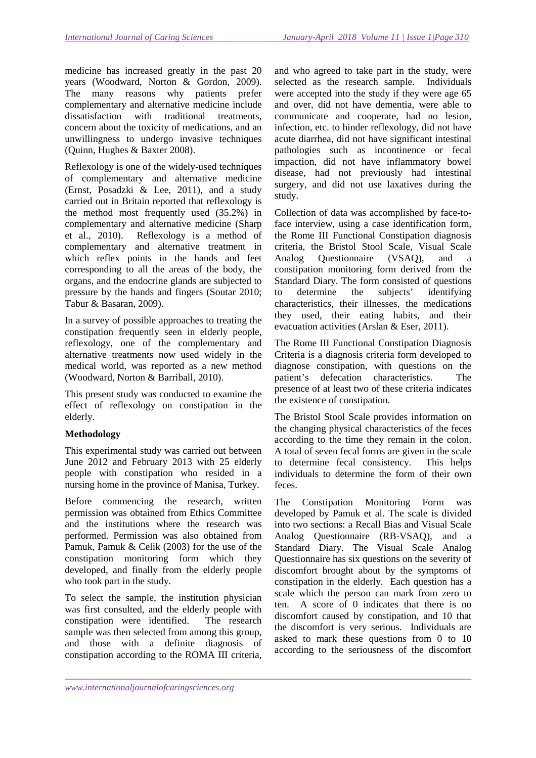medicine has increased greatly in the past 20 years (Woodward, Norton & Gordon, 2009). The many reasons why patients prefer complementary and alternative medicine include dissatisfaction with traditional treatments, concern about the toxicity of medications, and an unwillingness to undergo invasive techniques (Quinn, Hughes & Baxter 2008).

Reflexology is one of the widely-used techniques of complementary and alternative medicine (Ernst, Posadzki & Lee, 2011), and a study carried out in Britain reported that reflexology is the method most frequently used (35.2%) in complementary and alternative medicine (Sharp et al., 2010). Reflexology is a method of complementary and alternative treatment in which reflex points in the hands and feet corresponding to all the areas of the body, the organs, and the endocrine glands are subjected to pressure by the hands and fingers (Soutar 2010; Tabur & Basaran, 2009).

In a survey of possible approaches to treating the constipation frequently seen in elderly people, reflexology, one of the complementary and alternative treatments now used widely in the medical world, was reported as a new method (Woodward, Norton & Barriball, 2010).

This present study was conducted to examine the effect of reflexology on constipation in the elderly.

**Methodology**

This experimental study was carried out between June 2012 and February 2013 with 25 elderly people with constipation who resided in a nursing home in the province of Manisa, Turkey.

Before commencing the research, written permission was obtained from Ethics Committee and the institutions where the research was performed. Permission was also obtained from Pamuk, Pamuk & Celik (2003) for the use of the constipation monitoring form which they developed, and finally from the elderly people who took part in the study.

To select the sample, the institution physician was first consulted, and the elderly people with constipation were identified. The research sample was then selected from among this group, and those with a definite diagnosis of constipation according to the ROMA III criteria, and who agreed to take part in the study, were selected as the research sample. Individuals were accepted into the study if they were age 65 and over, did not have dementia, were able to communicate and cooperate, had no lesion, infection, etc. to hinder reflexology, did not have acute diarrhea, did not have significant intestinal pathologies such as incontinence or fecal impaction, did not have inflammatory bowel disease, had not previously had intestinal surgery, and did not use laxatives during the study.

Collection of data was accomplished by face-to-face interview, using a case identification form, the Rome III Functional Constipation diagnosis criteria, the Bristol Stool Scale, Visual Scale Analog Questionnaire (VSAQ), and a constipation monitoring form derived from the Standard Diary. The form consisted of questions to determine the subjects' identifying characteristics, their illnesses, the medications they used, their eating habits, and their evacuation activities (Arslan & Eser, 2011).

The Rome III Functional Constipation Diagnosis Criteria is a diagnosis criteria form developed to diagnose constipation, with questions on the patient's defecation characteristics. The presence of at least two of these criteria indicates the existence of constipation.

The Bristol Stool Scale provides information on the changing physical characteristics of the feces according to the time they remain in the colon. A total of seven fecal forms are given in the scale to determine fecal consistency. This helps individuals to determine the form of their own feces.

The Constipation Monitoring Form was developed by Pamuk et al. The scale is divided into two sections: a Recall Bias and Visual Scale Analog Questionnaire (RB-VSAQ), and a Standard Diary. The Visual Scale Analog Questionnaire has six questions on the severity of discomfort brought about by the symptoms of constipation in the elderly. Each question has a scale which the person can mark from zero to ten. A score of 0 indicates that there is no discomfort caused by constipation, and 10 that the discomfort is very serious. Individuals are asked to mark these questions from 0 to 10 according to the seriousness of the discomfort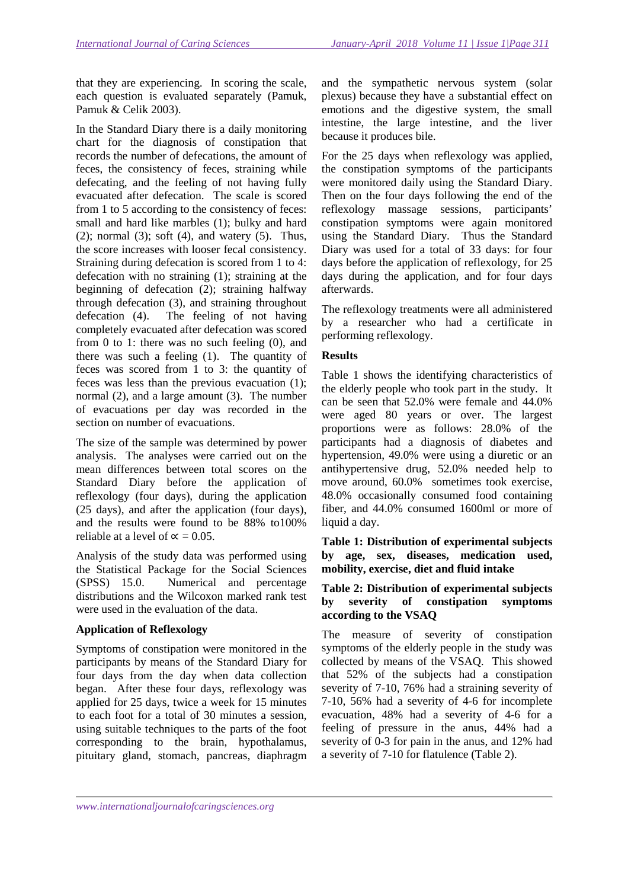that they are experiencing. In scoring the scale, each question is evaluated separately (Pamuk, Pamuk & Celik 2003).

In the Standard Diary there is a daily monitoring chart for the diagnosis of constipation that records the number of defecations, the amount of feces, the consistency of feces, straining while defecating, and the feeling of not having fully evacuated after defecation. The scale is scored from 1 to 5 according to the consistency of feces: small and hard like marbles (1); bulky and hard (2); normal (3); soft (4), and watery (5). Thus, the score increases with looser fecal consistency. Straining during defecation is scored from 1 to 4: defecation with no straining (1); straining at the beginning of defecation (2); straining halfway through defecation (3), and straining throughout defecation (4). The feeling of not having completely evacuated after defecation was scored from 0 to 1: there was no such feeling (0), and there was such a feeling (1). The quantity of feces was scored from 1 to 3: the quantity of feces was less than the previous evacuation (1); normal (2), and a large amount (3). The number of evacuations per day was recorded in the section on number of evacuations.

The size of the sample was determined by power analysis. The analyses were carried out on the mean differences between total scores on the Standard Diary before the application of reflexology (four days), during the application (25 days), and after the application (four days), and the results were found to be 88% to100% reliable at a level of $\propto = 0.05$.

Analysis of the study data was performed using the Statistical Package for the Social Sciences (SPSS) 15.0. Numerical and percentage distributions and the Wilcoxon marked rank test were used in the evaluation of the data.

### Application of Reflexology

Symptoms of constipation were monitored in the participants by means of the Standard Diary for four days from the day when data collection began. After these four days, reflexology was applied for 25 days, twice a week for 15 minutes to each foot for a total of 30 minutes a session, using suitable techniques to the parts of the foot corresponding to the brain, hypothalamus, pituitary gland, stomach, pancreas, diaphragm and the sympathetic nervous system (solar plexus) because they have a substantial effect on emotions and the digestive system, the small intestine, the large intestine, and the liver because it produces bile.

For the 25 days when reflexology was applied, the constipation symptoms of the participants were monitored daily using the Standard Diary. Then on the four days following the end of the reflexology massage sessions, participants' constipation symptoms were again monitored using the Standard Diary. Thus the Standard Diary was used for a total of 33 days: for four days before the application of reflexology, for 25 days during the application, and for four days afterwards.

The reflexology treatments were all administered by a researcher who had a certificate in performing reflexology.

### Results

Table 1 shows the identifying characteristics of the elderly people who took part in the study. It can be seen that 52.0% were female and 44.0% were aged 80 years or over. The largest proportions were as follows: 28.0% of the participants had a diagnosis of diabetes and hypertension, 49.0% were using a diuretic or an antihypertensive drug, 52.0% needed help to move around, 60.0% sometimes took exercise, 48.0% occasionally consumed food containing fiber, and 44.0% consumed 1600ml or more of liquid a day.

**Table 1: Distribution of experimental subjects by age, sex, diseases, medication used, mobility, exercise, diet and fluid intake**

**Table 2: Distribution of experimental subjects by severity of constipation symptoms according to the VSAQ**

The measure of severity of constipation symptoms of the elderly people in the study was collected by means of the VSAQ. This showed that 52% of the subjects had a constipation severity of 7-10, 76% had a straining severity of 7-10, 56% had a severity of 4-6 for incomplete evacuation, 48% had a severity of 4-6 for a feeling of pressure in the anus, 44% had a severity of 0-3 for pain in the anus, and 12% had a severity of 7-10 for flatulence (Table 2).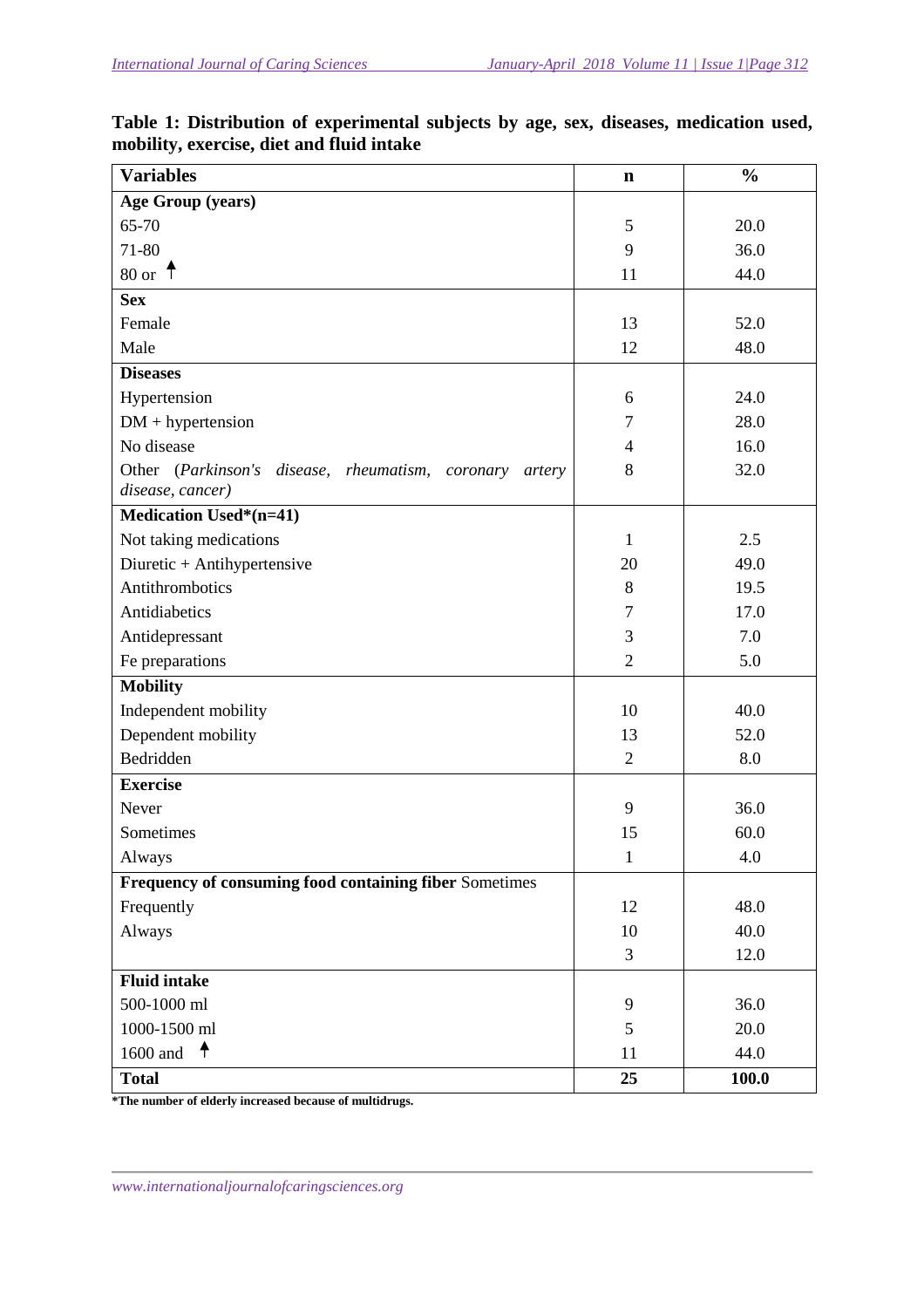**Table 1: Distribution of experimental subjects by age, sex, diseases, medication used, mobility, exercise, diet and fluid intake**

| Variables | n | % |
|---|---|---|
| **Age Group (years)** | | |
| 65-70 | 5 | 20.0 |
| 71-80 | 9 | 36.0 |
| 80 or ↑ | 11 | 44.0 |
| **Sex** | | |
| Female | 13 | 52.0 |
| Male | 12 | 48.0 |
| **Diseases** | | |
| Hypertension | 6 | 24.0 |
| DM + hypertension | 7 | 28.0 |
| No disease | 4 | 16.0 |
| Other (*Parkinson's disease, rheumatism, coronary artery disease, cancer)* | 8 | 32.0 |
| **Medication Used*(n=41)** | | |
| Not taking medications | 1 | 2.5 |
| Diuretic + Antihypertensive | 20 | 49.0 |
| Antithrombotics | 8 | 19.5 |
| Antidiabetics | 7 | 17.0 |
| Antidepressant | 3 | 7.0 |
| Fe preparations | 2 | 5.0 |
| **Mobility** | | |
| Independent mobility | 10 | 40.0 |
| Dependent mobility | 13 | 52.0 |
| Bedridden | 2 | 8.0 |
| **Exercise** | | |
| Never | 9 | 36.0 |
| Sometimes | 15 | 60.0 |
| Always | 1 | 4.0 |
| **Frequency of consuming food containing fiber** Sometimes | | |
| Frequently | 12 | 48.0 |
| Always | 10 | 40.0 |
| | 3 | 12.0 |
| **Fluid intake** | | |
| 500-1000 ml | 9 | 36.0 |
| 1000-1500 ml | 5 | 20.0 |
| 1600 and ↑ | 11 | 44.0 |
| **Total** | **25** | **100.0** |

***The number of elderly increased because of multidrugs.**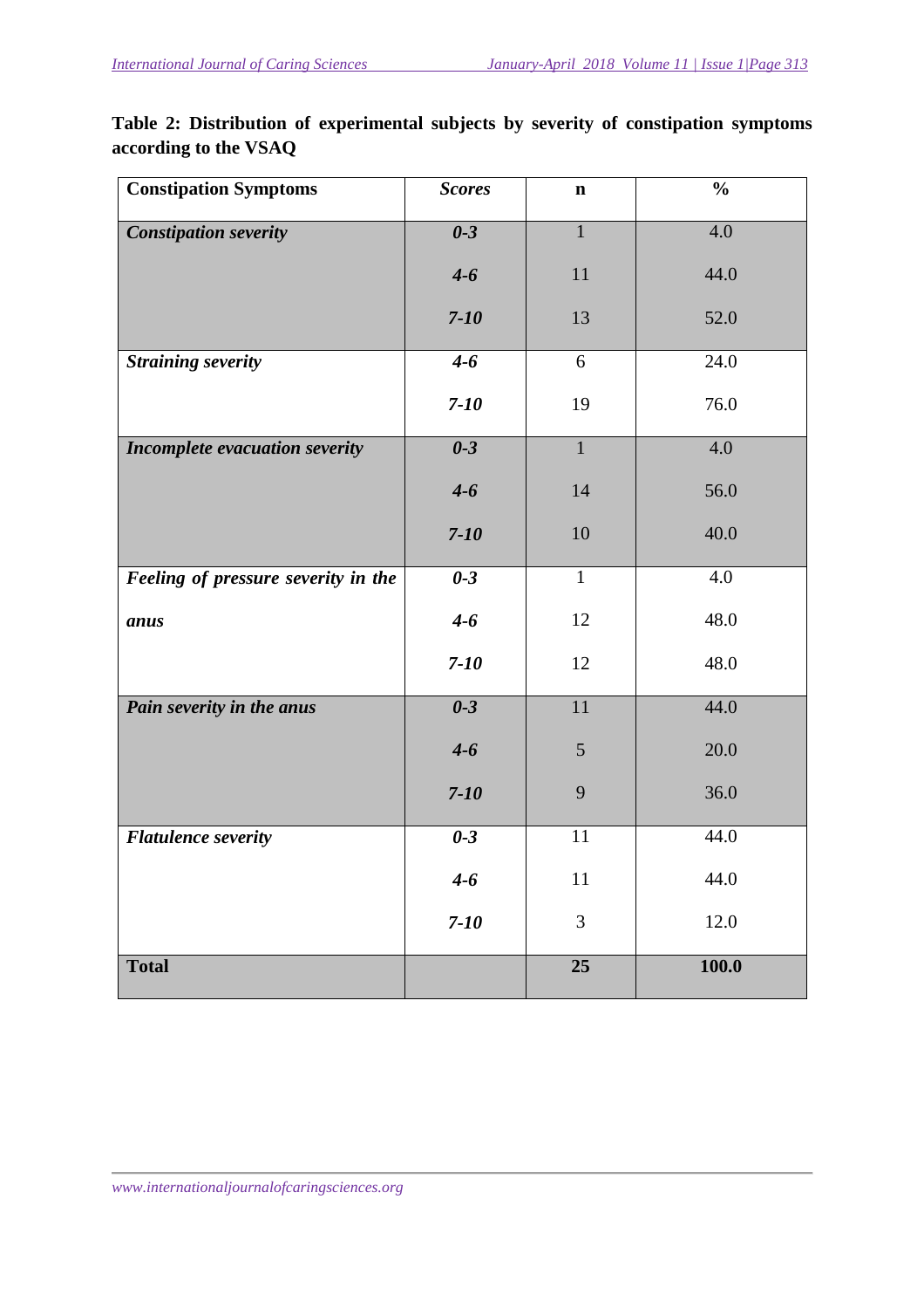**Table 2: Distribution of experimental subjects by severity of constipation symptoms according to the VSAQ**

| Constipation Symptoms | *Scores* | n | % |
|---|---|---|---|
| ***Constipation severity*** | ***0-3*** | 1 | 4.0 |
| | ***4-6*** | 11 | 44.0 |
| | ***7-10*** | 13 | 52.0 |
| ***Straining severity*** | ***4-6*** | 6 | 24.0 |
| | ***7-10*** | 19 | 76.0 |
| ***Incomplete evacuation severity*** | ***0-3*** | 1 | 4.0 |
| | ***4-6*** | 14 | 56.0 |
| | ***7-10*** | 10 | 40.0 |
| ***Feeling of pressure severity in the anus*** | ***0-3*** | 1 | 4.0 |
| | ***4-6*** | 12 | 48.0 |
| | ***7-10*** | 12 | 48.0 |
| ***Pain severity in the anus*** | ***0-3*** | 11 | 44.0 |
| | ***4-6*** | 5 | 20.0 |
| | ***7-10*** | 9 | 36.0 |
| ***Flatulence severity*** | ***0-3*** | 11 | 44.0 |
| | ***4-6*** | 11 | 44.0 |
| | ***7-10*** | 3 | 12.0 |
| **Total** | | **25** | **100.0** |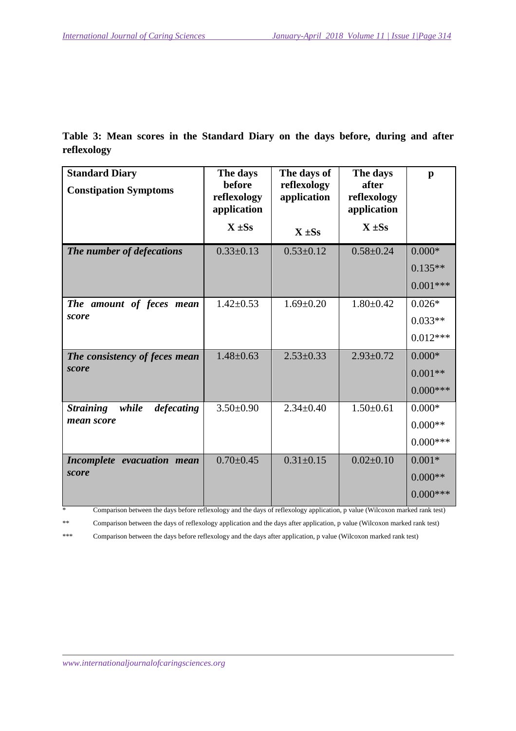**Table 3: Mean scores in the Standard Diary on the days before, during and after reflexology**

| Standard Diary Constipation Symptoms | The days before reflexology application X ±Ss | The days of reflexology application X ±Ss | The days after reflexology application X ±Ss | p |
|---|---|---|---|---|
| ***The number of defecations*** | 0.33±0.13 | 0.53±0.12 | 0.58±0.24 | 0.000* 0.135** 0.001*** |
| ***The amount of feces mean score*** | 1.42±0.53 | 1.69±0.20 | 1.80±0.42 | 0.026* 0.033** 0.012*** |
| ***The consistency of feces mean score*** | 1.48±0.63 | 2.53±0.33 | 2.93±0.72 | 0.000* 0.001** 0.000*** |
| ***Straining while defecating mean score*** | 3.50±0.90 | 2.34±0.40 | 1.50±0.61 | 0.000* 0.000** 0.000*** |
| ***Incomplete evacuation mean score*** | 0.70±0.45 | 0.31±0.15 | 0.02±0.10 | 0.001* 0.000** 0.000*** |

\* Comparison between the days before reflexology and the days of reflexology application, p value (Wilcoxon marked rank test)

\** Comparison between the days of reflexology application and the days after application, p value (Wilcoxon marked rank test)

\*** Comparison between the days before reflexology and the days after application, p value (Wilcoxon marked rank test)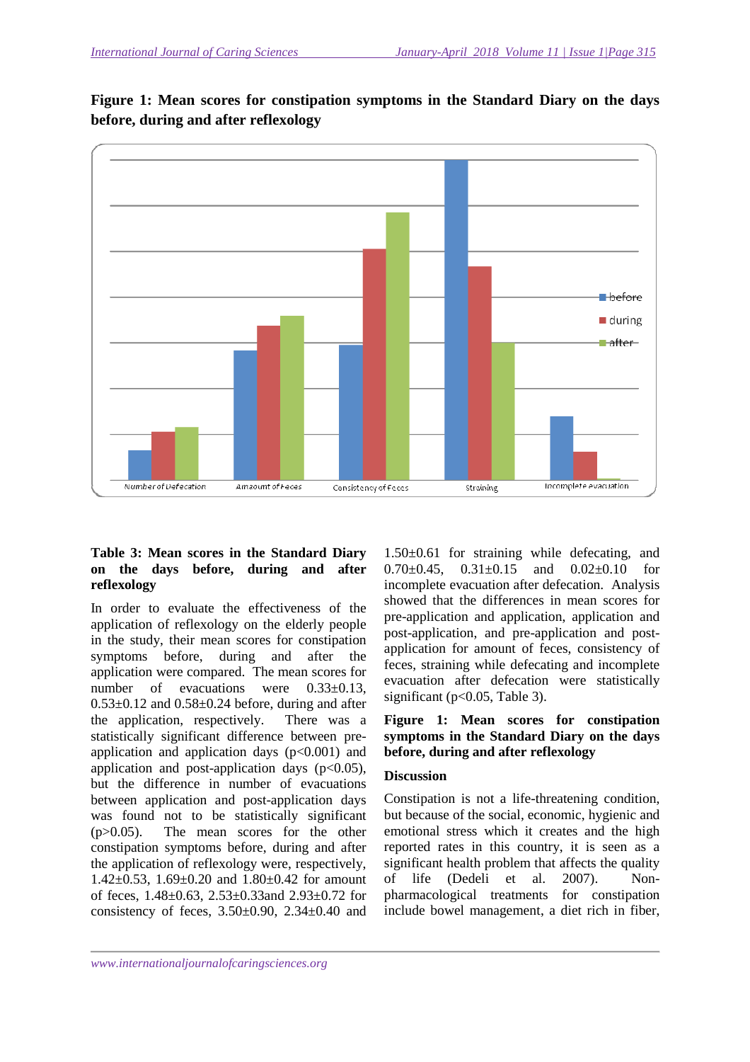**Figure 1: Mean scores for constipation symptoms in the Standard Diary on the days before, during and after reflexology**

**Table 3: Mean scores in the Standard Diary on the days before, during and after reflexology**

In order to evaluate the effectiveness of the application of reflexology on the elderly people in the study, their mean scores for constipation symptoms before, during and after the application were compared. The mean scores for number of evacuations were 0.33±0.13, 0.53±0.12 and 0.58±0.24 before, during and after the application, respectively. There was a statistically significant difference between pre-application and application days ($p<0.001$) and application and post-application days ($p<0.05$), but the difference in number of evacuations between application and post-application days was found not to be statistically significant ($p>0.05$). The mean scores for the other constipation symptoms before, during and after the application of reflexology were, respectively, 1.42±0.53, 1.69±0.20 and 1.80±0.42 for amount of feces, 1.48±0.63, 2.53±0.33and 2.93±0.72 for consistency of feces, 3.50±0.90, 2.34±0.40 and 1.50±0.61 for straining while defecating, and 0.70±0.45, 0.31±0.15 and 0.02±0.10 for incomplete evacuation after defecation. Analysis showed that the differences in mean scores for pre-application and application, application and post-application, and pre-application and post-application for amount of feces, consistency of feces, straining while defecating and incomplete evacuation after defecation were statistically significant ($p<0.05$, Table 3).

**Figure 1: Mean scores for constipation symptoms in the Standard Diary on the days before, during and after reflexology**

## Discussion

Constipation is not a life-threatening condition, but because of the social, economic, hygienic and emotional stress which it creates and the high reported rates in this country, it is seen as a significant health problem that affects the quality of life (Dedeli et al. 2007). Non-pharmacological treatments for constipation include bowel management, a diet rich in fiber,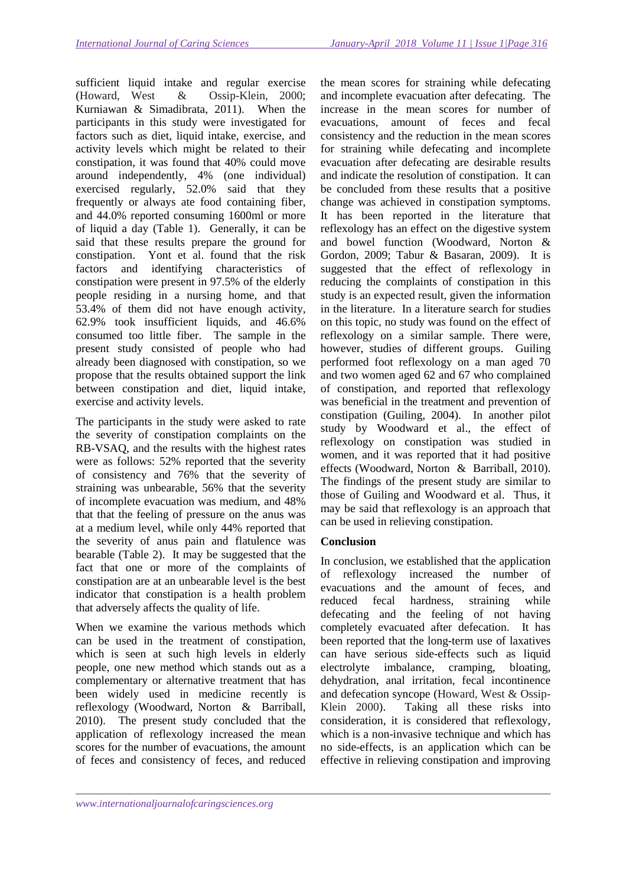sufficient liquid intake and regular exercise (Howard, West & Ossip-Klein, 2000; Kurniawan & Simadibrata, 2011). When the participants in this study were investigated for factors such as diet, liquid intake, exercise, and activity levels which might be related to their constipation, it was found that 40% could move around independently, 4% (one individual) exercised regularly, 52.0% said that they frequently or always ate food containing fiber, and 44.0% reported consuming 1600ml or more of liquid a day (Table 1). Generally, it can be said that these results prepare the ground for constipation. Yont et al. found that the risk factors and identifying characteristics of constipation were present in 97.5% of the elderly people residing in a nursing home, and that 53.4% of them did not have enough activity, 62.9% took insufficient liquids, and 46.6% consumed too little fiber. The sample in the present study consisted of people who had already been diagnosed with constipation, so we propose that the results obtained support the link between constipation and diet, liquid intake, exercise and activity levels.

The participants in the study were asked to rate the severity of constipation complaints on the RB-VSAQ, and the results with the highest rates were as follows: 52% reported that the severity of consistency and 76% that the severity of straining was unbearable, 56% that the severity of incomplete evacuation was medium, and 48% that that the feeling of pressure on the anus was at a medium level, while only 44% reported that the severity of anus pain and flatulence was bearable (Table 2). It may be suggested that the fact that one or more of the complaints of constipation are at an unbearable level is the best indicator that constipation is a health problem that adversely affects the quality of life.

When we examine the various methods which can be used in the treatment of constipation, which is seen at such high levels in elderly people, one new method which stands out as a complementary or alternative treatment that has been widely used in medicine recently is reflexology (Woodward, Norton & Barriball, 2010). The present study concluded that the application of reflexology increased the mean scores for the number of evacuations, the amount of feces and consistency of feces, and reduced the mean scores for straining while defecating and incomplete evacuation after defecating. The increase in the mean scores for number of evacuations, amount of feces and fecal consistency and the reduction in the mean scores for straining while defecating and incomplete evacuation after defecating are desirable results and indicate the resolution of constipation. It can be concluded from these results that a positive change was achieved in constipation symptoms. It has been reported in the literature that reflexology has an effect on the digestive system and bowel function (Woodward, Norton & Gordon, 2009; Tabur & Basaran, 2009). It is suggested that the effect of reflexology in reducing the complaints of constipation in this study is an expected result, given the information in the literature. In a literature search for studies on this topic, no study was found on the effect of reflexology on a similar sample. There were, however, studies of different groups. Guiling performed foot reflexology on a man aged 70 and two women aged 62 and 67 who complained of constipation, and reported that reflexology was beneficial in the treatment and prevention of constipation (Guiling, 2004). In another pilot study by Woodward et al., the effect of reflexology on constipation was studied in women, and it was reported that it had positive effects (Woodward, Norton & Barriball, 2010). The findings of the present study are similar to those of Guiling and Woodward et al. Thus, it may be said that reflexology is an approach that can be used in relieving constipation.

## Conclusion

In conclusion, we established that the application of reflexology increased the number of evacuations and the amount of feces, and reduced fecal hardness, straining while defecating and the feeling of not having completely evacuated after defecation. It has been reported that the long-term use of laxatives can have serious side-effects such as liquid electrolyte imbalance, cramping, bloating, dehydration, anal irritation, fecal incontinence and defecation syncope (Howard, West & Ossip-Klein 2000). Taking all these risks into consideration, it is considered that reflexology, which is a non-invasive technique and which has no side-effects, is an application which can be effective in relieving constipation and improving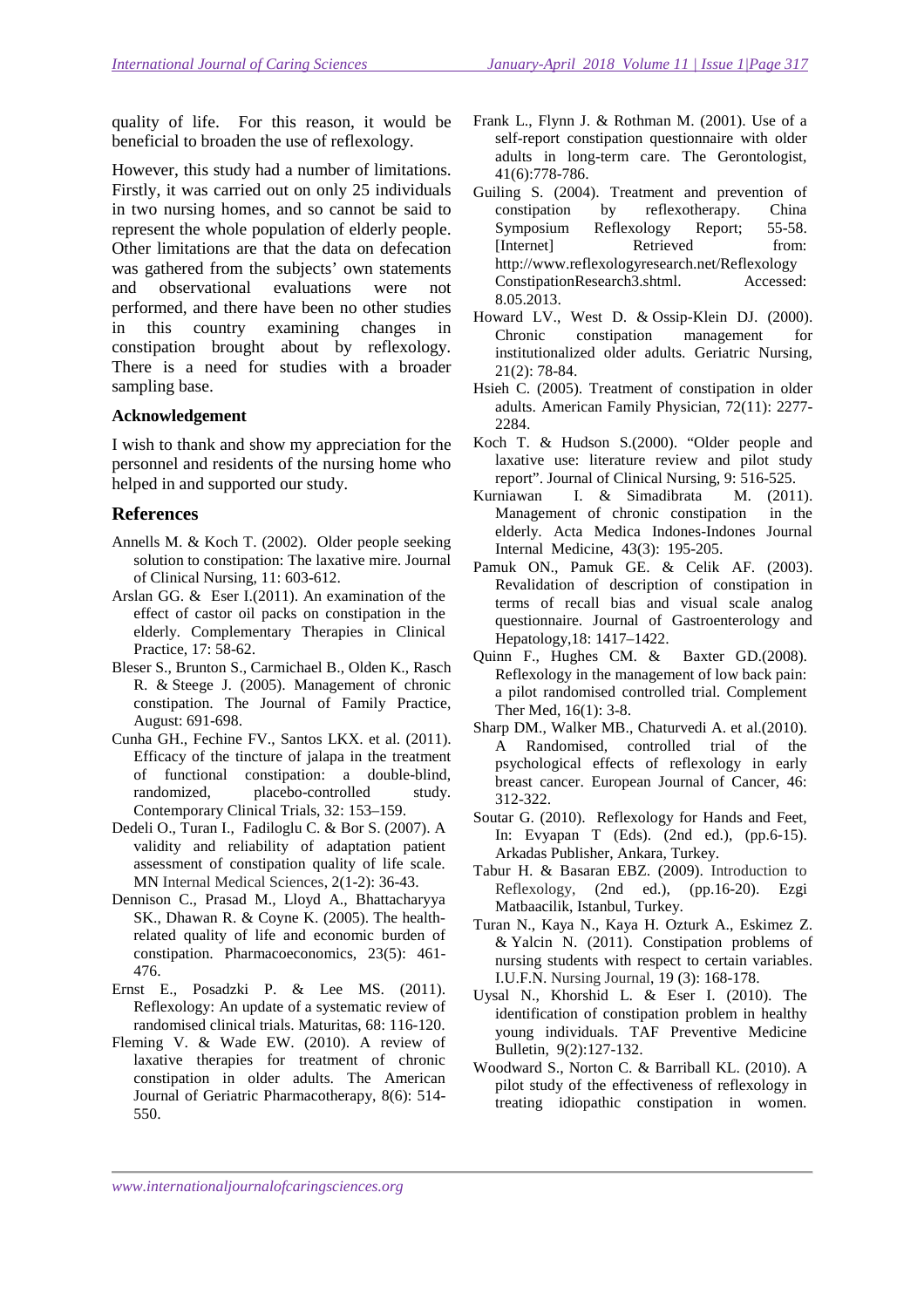quality of life. For this reason, it would be beneficial to broaden the use of reflexology.

However, this study had a number of limitations. Firstly, it was carried out on only 25 individuals in two nursing homes, and so cannot be said to represent the whole population of elderly people. Other limitations are that the data on defecation was gathered from the subjects' own statements and observational evaluations were not performed, and there have been no other studies in this country examining changes in constipation brought about by reflexology. There is a need for studies with a broader sampling base.

**Acknowledgement**

I wish to thank and show my appreciation for the personnel and residents of the nursing home who helped in and supported our study.

## References

Annells M. & Koch T. (2002). Older people seeking solution to constipation: The laxative mire. Journal of Clinical Nursing, 11: 603-612.

Arslan GG. & Eser I.(2011). An examination of the effect of castor oil packs on constipation in the elderly. Complementary Therapies in Clinical Practice, 17: 58-62.

Bleser S., Brunton S., Carmichael B., Olden K., Rasch R. & Steege J. (2005). Management of chronic constipation. The Journal of Family Practice, August: 691-698.

Cunha GH., Fechine FV., Santos LKX. et al. (2011). Efficacy of the tincture of jalapa in the treatment of functional constipation: a double-blind, randomized, placebo-controlled study. Contemporary Clinical Trials, 32: 153–159.

Dedeli O., Turan I., Fadiloglu C. & Bor S. (2007). A validity and reliability of adaptation patient assessment of constipation quality of life scale. MN Internal Medical Sciences, 2(1-2): 36-43.

Dennison C., Prasad M., Lloyd A., Bhattacharyya SK., Dhawan R. & Coyne K. (2005). The health-related quality of life and economic burden of constipation. Pharmacoeconomics, 23(5): 461-476.

Ernst E., Posadzki P. & Lee MS. (2011). Reflexology: An update of a systematic review of randomised clinical trials. Maturitas, 68: 116-120.

Fleming V. & Wade EW. (2010). A review of laxative therapies for treatment of chronic constipation in older adults. The American Journal of Geriatric Pharmacotherapy, 8(6): 514-550.

Frank L., Flynn J. & Rothman M. (2001). Use of a self-report constipation questionnaire with older adults in long-term care. The Gerontologist, 41(6):778-786.

Guiling S. (2004). Treatment and prevention of constipation by reflexotherapy. China Symposium Reflexology Report; 55-58. [Internet] Retrieved from: http://www.reflexologyresearch.net/ReflexologyConstipationResearch3.shtml. Accessed: 8.05.2013.

Howard LV., West D. & Ossip-Klein DJ. (2000). Chronic constipation management for institutionalized older adults. Geriatric Nursing, 21(2): 78-84.

Hsieh C. (2005). Treatment of constipation in older adults. American Family Physician, 72(11): 2277-2284.

Koch T. & Hudson S.(2000). "Older people and laxative use: literature review and pilot study report". Journal of Clinical Nursing, 9: 516-525.

Kurniawan I. & Simadibrata M. (2011). Management of chronic constipation in the elderly. Acta Medica Indones-Indones Journal Internal Medicine, 43(3): 195-205.

Pamuk ON., Pamuk GE. & Celik AF. (2003). Revalidation of description of constipation in terms of recall bias and visual scale analog questionnaire. Journal of Gastroenterology and Hepatology,18: 1417–1422.

Quinn F., Hughes CM. & Baxter GD.(2008). Reflexology in the management of low back pain: a pilot randomised controlled trial. Complement Ther Med, 16(1): 3-8.

Sharp DM., Walker MB., Chaturvedi A. et al.(2010). A Randomised, controlled trial of the psychological effects of reflexology in early breast cancer. European Journal of Cancer, 46: 312-322.

Soutar G. (2010). Reflexology for Hands and Feet, In: Evyapan T (Eds). (2nd ed.), (pp.6-15). Arkadas Publisher, Ankara, Turkey.

Tabur H. & Basaran EBZ. (2009). Introduction to Reflexology, (2nd ed.), (pp.16-20). Ezgi Matbaacilik, Istanbul, Turkey.

Turan N., Kaya N., Kaya H. Ozturk A., Eskimez Z. & Yalcin N. (2011). Constipation problems of nursing students with respect to certain variables. I.U.F.N. Nursing Journal, 19 (3): 168-178.

Uysal N., Khorshid L. & Eser I. (2010). The identification of constipation problem in healthy young individuals. TAF Preventive Medicine Bulletin, 9(2):127-132.

Woodward S., Norton C. & Barriball KL. (2010). A pilot study of the effectiveness of reflexology in treating idiopathic constipation in women.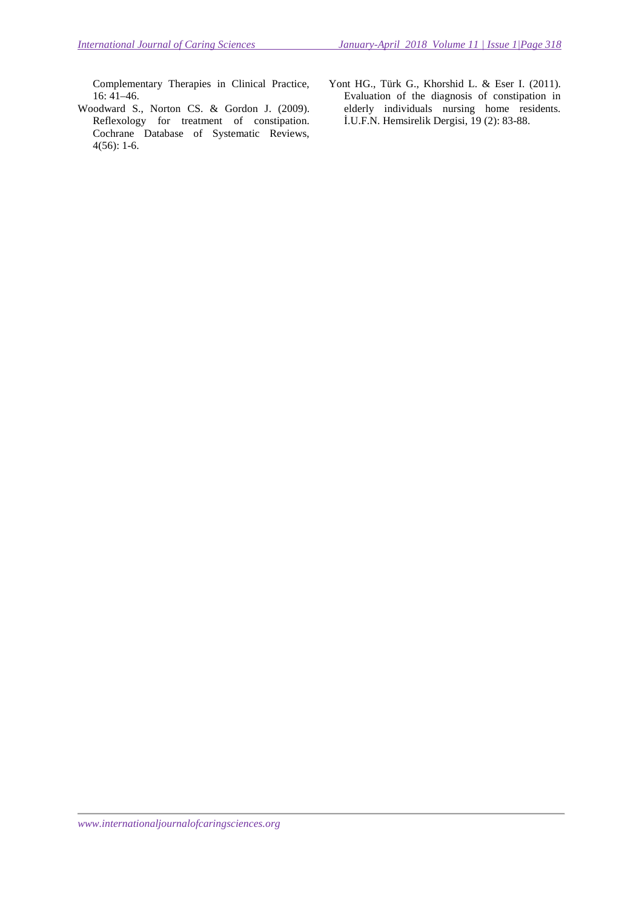Complementary Therapies in Clinical Practice, 16: 41–46.

Woodward S., Norton CS. & Gordon J. (2009). Reflexology for treatment of constipation. Cochrane Database of Systematic Reviews, 4(56): 1-6.

Yont HG., Türk G., Khorshid L. & Eser I. (2011). Evaluation of the diagnosis of constipation in elderly individuals nursing home residents. İ.U.F.N. Hemsirelik Dergisi, 19 (2): 83-88.